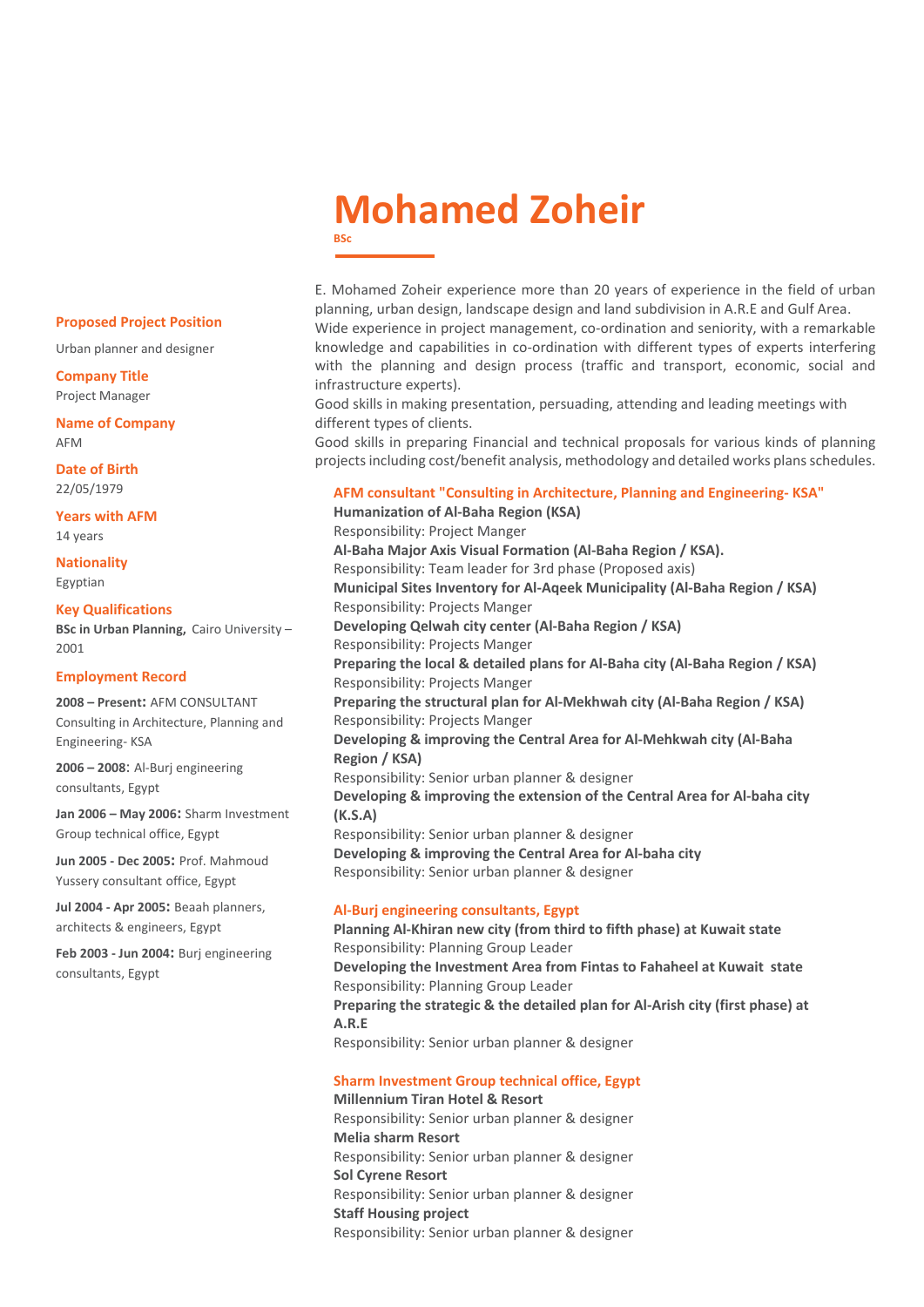# Mohamed Zoheir

**BSc**

**Proposed Project Position**

Urban planner and designer

**Company Title**

Project Manager

**Name of Company**

AFM

**Date of Birth**

22/05/1979

**Years with AFM**

14 years

**Nationality**

Egyptian

**Key Qualifications**

**BSc in Urban Planning,** Cairo University – 2001

**Employment Record**

**2008 – Present:** AFM CONSULTANT Consulting in Architecture, Planning and Engineering- KSA

**2006 – 2008**: Al-Burj engineering consultants, Egypt

**Jan 2006 – May 2006:** Sharm Investment Group technical office, Egypt

**Jun 2005 - Dec 2005:** Prof. Mahmoud Yussery consultant office, Egypt

**Jul 2004 - Apr 2005:** Beaah planners, architects & engineers, Egypt

**Feb 2003 - Jun 2004:** Burj engineering consultants, Egypt

E. Mohamed Zoheir experience more than 20 years of experience in the field of urban planning, urban design, landscape design and land subdivision in A.R.E and Gulf Area.
Wide experience in project management, co-ordination and seniority, with a remarkable knowledge and capabilities in co-ordination with different types of experts interfering with the planning and design process (traffic and transport, economic, social and infrastructure experts).
Good skills in making presentation, persuading, attending and leading meetings with different types of clients.
Good skills in preparing Financial and technical proposals for various kinds of planning projects including cost/benefit analysis, methodology and detailed works plans schedules.

**AFM consultant "Consulting in Architecture, Planning and Engineering- KSA"**

**Humanization of Al-Baha Region (KSA)**
Responsibility: Project Manger
**Al-Baha Major Axis Visual Formation (Al-Baha Region / KSA).**
Responsibility: Team leader for 3rd phase (Proposed axis)
**Municipal Sites Inventory for Al-Aqeek Municipality (Al-Baha Region / KSA)**
Responsibility: Projects Manger
**Developing Qelwah city center (Al-Baha Region / KSA)**
Responsibility: Projects Manger
**Preparing the local & detailed plans for Al-Baha city (Al-Baha Region / KSA)**
Responsibility: Projects Manger
**Preparing the structural plan for Al-Mekhwah city (Al-Baha Region / KSA)**
Responsibility: Projects Manger
**Developing & improving the Central Area for Al-Mehkwah city (Al-Baha Region / KSA)**
Responsibility: Senior urban planner & designer
**Developing & improving the extension of the Central Area for Al-baha city (K.S.A)**
Responsibility: Senior urban planner & designer
**Developing & improving the Central Area for Al-baha city**
Responsibility: Senior urban planner & designer

**Al-Burj engineering consultants, Egypt**

**Planning Al-Khiran new city (from third to fifth phase) at Kuwait state**
Responsibility: Planning Group Leader
**Developing the Investment Area from Fintas to Fahaheel at Kuwait state**
Responsibility: Planning Group Leader
**Preparing the strategic & the detailed plan for Al-Arish city (first phase) at A.R.E**
Responsibility: Senior urban planner & designer

**Sharm Investment Group technical office, Egypt**

**Millennium Tiran Hotel & Resort**
Responsibility: Senior urban planner & designer
**Melia sharm Resort**
Responsibility: Senior urban planner & designer
**Sol Cyrene Resort**
Responsibility: Senior urban planner & designer
**Staff Housing project**
Responsibility: Senior urban planner & designer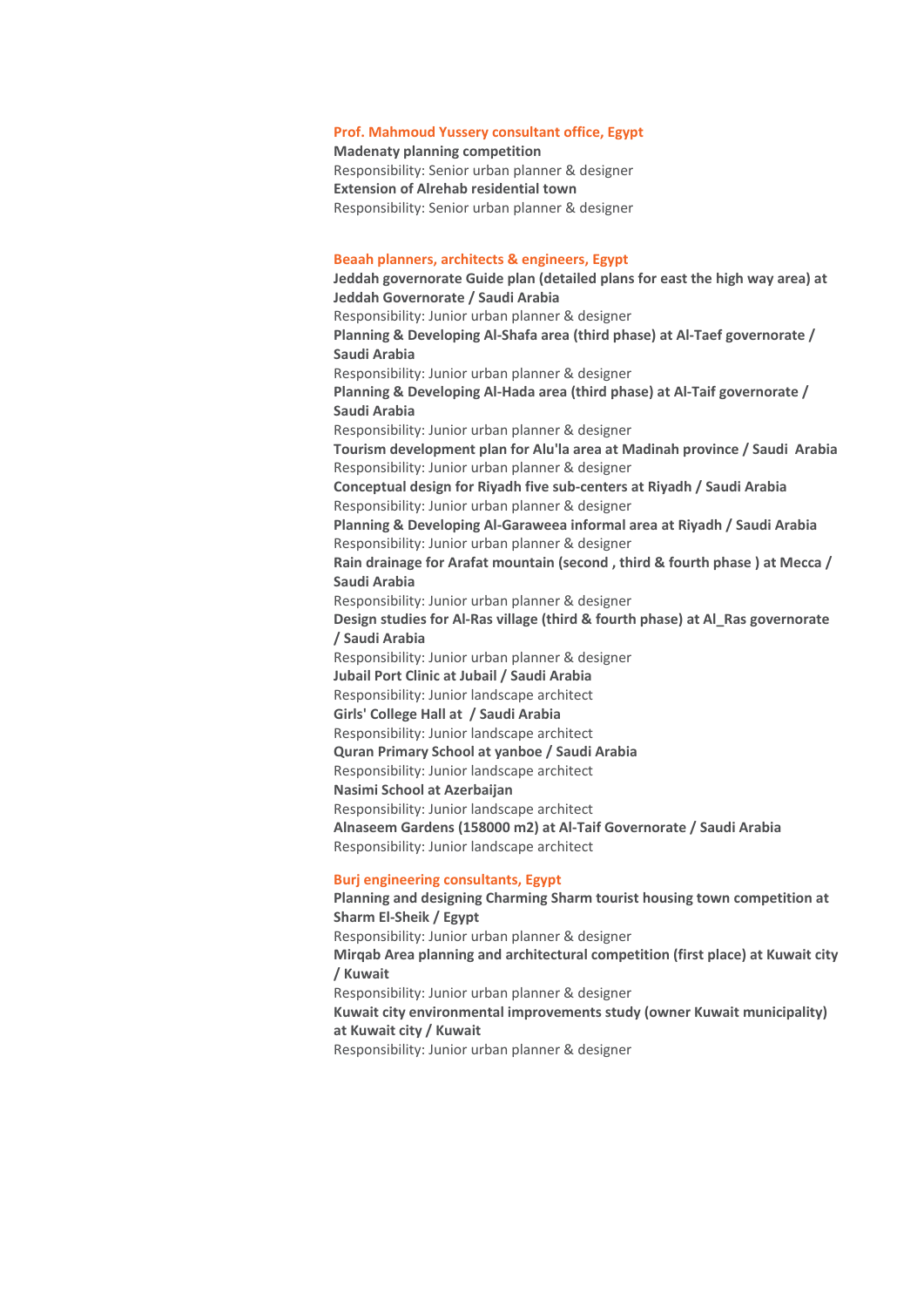### Prof. Mahmoud Yussery consultant office, Egypt

**Madenaty planning competition**
Responsibility: Senior urban planner & designer
**Extension of Alrehab residential town**
Responsibility: Senior urban planner & designer

### Beaah planners, architects & engineers, Egypt

**Jeddah governorate Guide plan (detailed plans for east the high way area) at Jeddah Governorate / Saudi Arabia**
Responsibility: Junior urban planner & designer
**Planning & Developing Al-Shafa area (third phase) at Al-Taef governorate / Saudi Arabia**
Responsibility: Junior urban planner & designer
**Planning & Developing Al-Hada area (third phase) at Al-Taif governorate / Saudi Arabia**
Responsibility: Junior urban planner & designer
**Tourism development plan for Alu'la area at Madinah province / Saudi Arabia**
Responsibility: Junior urban planner & designer
**Conceptual design for Riyadh five sub-centers at Riyadh / Saudi Arabia**
Responsibility: Junior urban planner & designer
**Planning & Developing Al-Garaweea informal area at Riyadh / Saudi Arabia**
Responsibility: Junior urban planner & designer
**Rain drainage for Arafat mountain (second , third & fourth phase ) at Mecca / Saudi Arabia**
Responsibility: Junior urban planner & designer
**Design studies for Al-Ras village (third & fourth phase) at Al_Ras governorate / Saudi Arabia**
Responsibility: Junior urban planner & designer
**Jubail Port Clinic at Jubail / Saudi Arabia**
Responsibility: Junior landscape architect
**Girls' College Hall at / Saudi Arabia**
Responsibility: Junior landscape architect
**Quran Primary School at yanboe / Saudi Arabia**
Responsibility: Junior landscape architect
**Nasimi School at Azerbaijan**
Responsibility: Junior landscape architect
**Alnaseem Gardens (158000 m2) at Al-Taif Governorate / Saudi Arabia**
Responsibility: Junior landscape architect

### Burj engineering consultants, Egypt

**Planning and designing Charming Sharm tourist housing town competition at Sharm El-Sheik / Egypt**
Responsibility: Junior urban planner & designer
**Mirqab Area planning and architectural competition (first place) at Kuwait city / Kuwait**
Responsibility: Junior urban planner & designer
**Kuwait city environmental improvements study (owner Kuwait municipality) at Kuwait city / Kuwait**
Responsibility: Junior urban planner & designer